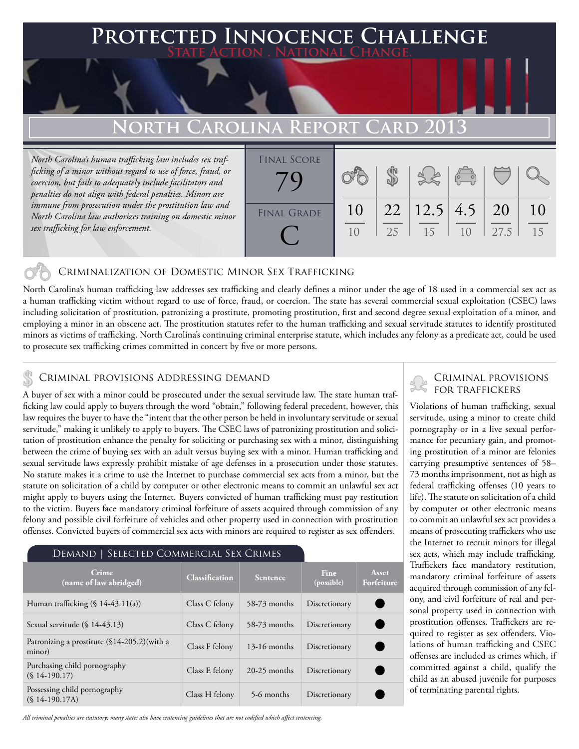# Protected Innocence Challenge

State Action . National Change.

## North Carolina Report Card 2013

*North Carolina's human trafficking law includes sex trafficking of a minor without regard to use of force, fraud, or coercion, but fails to adequately include facilitators and penalties do not align with federal penalties. Minors are immune from prosecution under the prostitution law and North Carolina law authorizes training on domestic minor sex trafficking for law enforcement.*

| Final Score | Final Grade |
|---|---|
| 79 | C |

| Criminalization | Demand | Traffickers | Facilitators | Protective Provisions | Criminal Justice Tools |
|---|---|---|---|---|---|
| 10/10 | 22/25 | 12.5/15 | 4.5/10 | 20/27.5 | 10/15 |

### Criminalization of Domestic Minor Sex Trafficking

North Carolina's human trafficking law addresses sex trafficking and clearly defines a minor under the age of 18 used in a commercial sex act as a human trafficking victim without regard to use of force, fraud, or coercion. The state has several commercial sexual exploitation (CSEC) laws including solicitation of prostitution, patronizing a prostitute, promoting prostitution, first and second degree sexual exploitation of a minor, and employing a minor in an obscene act. The prostitution statutes refer to the human trafficking and sexual servitude statutes to identify prostituted minors as victims of trafficking. North Carolina's continuing criminal enterprise statute, which includes any felony as a predicate act, could be used to prosecute sex trafficking crimes committed in concert by five or more persons.

### Criminal provisions Addressing demand

A buyer of sex with a minor could be prosecuted under the sexual servitude law. The state human trafficking law could apply to buyers through the word "obtain," following federal precedent, however, this law requires the buyer to have the "intent that the other person be held in involuntary servitude or sexual servitude," making it unlikely to apply to buyers. The CSEC laws of patronizing prostitution and solicitation of prostitution enhance the penalty for soliciting or purchasing sex with a minor, distinguishing between the crime of buying sex with an adult versus buying sex with a minor. Human trafficking and sexual servitude laws expressly prohibit mistake of age defenses in a prosecution under those statutes. No statute makes it a crime to use the Internet to purchase commercial sex acts from a minor, but the statute on solicitation of a child by computer or other electronic means to commit an unlawful sex act might apply to buyers using the Internet. Buyers convicted of human trafficking must pay restitution to the victim. Buyers face mandatory criminal forfeiture of assets acquired through commission of any felony and possible civil forfeiture of vehicles and other property used in connection with prostitution offenses. Convicted buyers of commercial sex acts with minors are required to register as sex offenders.

#### Demand | Selected Commercial Sex Crimes

| Crime (name of law abridged) | Classification | Sentence | Fine (possible) | Asset Forfeiture |
|---|---|---|---|---|
| Human trafficking (§ 14-43.11(a)) | Class C felony | 58-73 months | Discretionary | ● |
| Sexual servitude (§ 14-43.13) | Class C felony | 58-73 months | Discretionary | ● |
| Patronizing a prostitute (§14-205.2)(with a minor) | Class F felony | 13-16 months | Discretionary | ● |
| Purchasing child pornography (§ 14-190.17) | Class E felony | 20-25 months | Discretionary | ● |
| Possessing child pornography (§ 14-190.17A) | Class H felony | 5-6 months | Discretionary | ● |

*All criminal penalties are statutory; many states also have sentencing guidelines that are not codified which affect sentencing.*

### Criminal provisions for traffickers

Violations of human trafficking, sexual servitude, using a minor to create child pornography or in a live sexual performance for pecuniary gain, and promoting prostitution of a minor are felonies carrying presumptive sentences of 58–73 months imprisonment, not as high as federal trafficking offenses (10 years to life). The statute on solicitation of a child by computer or other electronic means to commit an unlawful sex act provides a means of prosecuting traffickers who use the Internet to recruit minors for illegal sex acts, which may include trafficking. Traffickers face mandatory restitution, mandatory criminal forfeiture of assets acquired through commission of any felony, and civil forfeiture of real and personal property used in connection with prostitution offenses. Traffickers are required to register as sex offenders. Violations of human trafficking and CSEC offenses are included as crimes which, if committed against a child, qualify the child as an abused juvenile for purposes of terminating parental rights.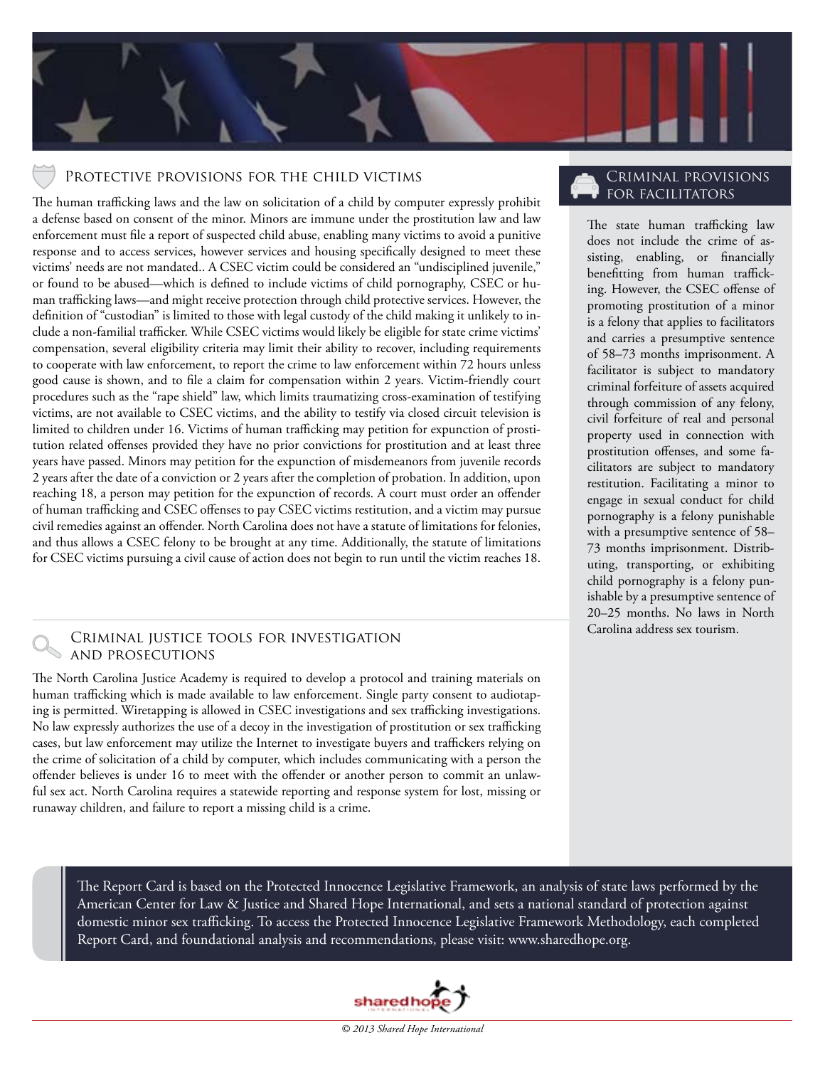## Protective provisions for the child victims

The human trafficking laws and the law on solicitation of a child by computer expressly prohibit a defense based on consent of the minor. Minors are immune under the prostitution law and law enforcement must file a report of suspected child abuse, enabling many victims to avoid a punitive response and to access services, however services and housing specifically designed to meet these victims' needs are not mandated.. A CSEC victim could be considered an "undisciplined juvenile," or found to be abused—which is defined to include victims of child pornography, CSEC or human trafficking laws—and might receive protection through child protective services. However, the definition of "custodian" is limited to those with legal custody of the child making it unlikely to include a non-familial trafficker. While CSEC victims would likely be eligible for state crime victims' compensation, several eligibility criteria may limit their ability to recover, including requirements to cooperate with law enforcement, to report the crime to law enforcement within 72 hours unless good cause is shown, and to file a claim for compensation within 2 years. Victim-friendly court procedures such as the "rape shield" law, which limits traumatizing cross-examination of testifying victims, are not available to CSEC victims, and the ability to testify via closed circuit television is limited to children under 16. Victims of human trafficking may petition for expunction of prostitution related offenses provided they have no prior convictions for prostitution and at least three years have passed. Minors may petition for the expunction of misdemeanors from juvenile records 2 years after the date of a conviction or 2 years after the completion of probation. In addition, upon reaching 18, a person may petition for the expunction of records. A court must order an offender of human trafficking and CSEC offenses to pay CSEC victims restitution, and a victim may pursue civil remedies against an offender. North Carolina does not have a statute of limitations for felonies, and thus allows a CSEC felony to be brought at any time. Additionally, the statute of limitations for CSEC victims pursuing a civil cause of action does not begin to run until the victim reaches 18.

## Criminal justice tools for investigation and prosecutions

The North Carolina Justice Academy is required to develop a protocol and training materials on human trafficking which is made available to law enforcement. Single party consent to audiotaping is permitted. Wiretapping is allowed in CSEC investigations and sex trafficking investigations. No law expressly authorizes the use of a decoy in the investigation of prostitution or sex trafficking cases, but law enforcement may utilize the Internet to investigate buyers and traffickers relying on the crime of solicitation of a child by computer, which includes communicating with a person the offender believes is under 16 to meet with the offender or another person to commit an unlawful sex act. North Carolina requires a statewide reporting and response system for lost, missing or runaway children, and failure to report a missing child is a crime.

## Criminal provisions for facilitators

The state human trafficking law does not include the crime of assisting, enabling, or financially benefitting from human trafficking. However, the CSEC offense of promoting prostitution of a minor is a felony that applies to facilitators and carries a presumptive sentence of 58–73 months imprisonment. A facilitator is subject to mandatory criminal forfeiture of assets acquired through commission of any felony, civil forfeiture of real and personal property used in connection with prostitution offenses, and some facilitators are subject to mandatory restitution. Facilitating a minor to engage in sexual conduct for child pornography is a felony punishable with a presumptive sentence of 58–73 months imprisonment. Distributing, transporting, or exhibiting child pornography is a felony punishable by a presumptive sentence of 20–25 months. No laws in North Carolina address sex tourism.

The Report Card is based on the Protected Innocence Legislative Framework, an analysis of state laws performed by the American Center for Law & Justice and Shared Hope International, and sets a national standard of protection against domestic minor sex trafficking. To access the Protected Innocence Legislative Framework Methodology, each completed Report Card, and foundational analysis and recommendations, please visit: www.sharedhope.org.

*© 2013 Shared Hope International*